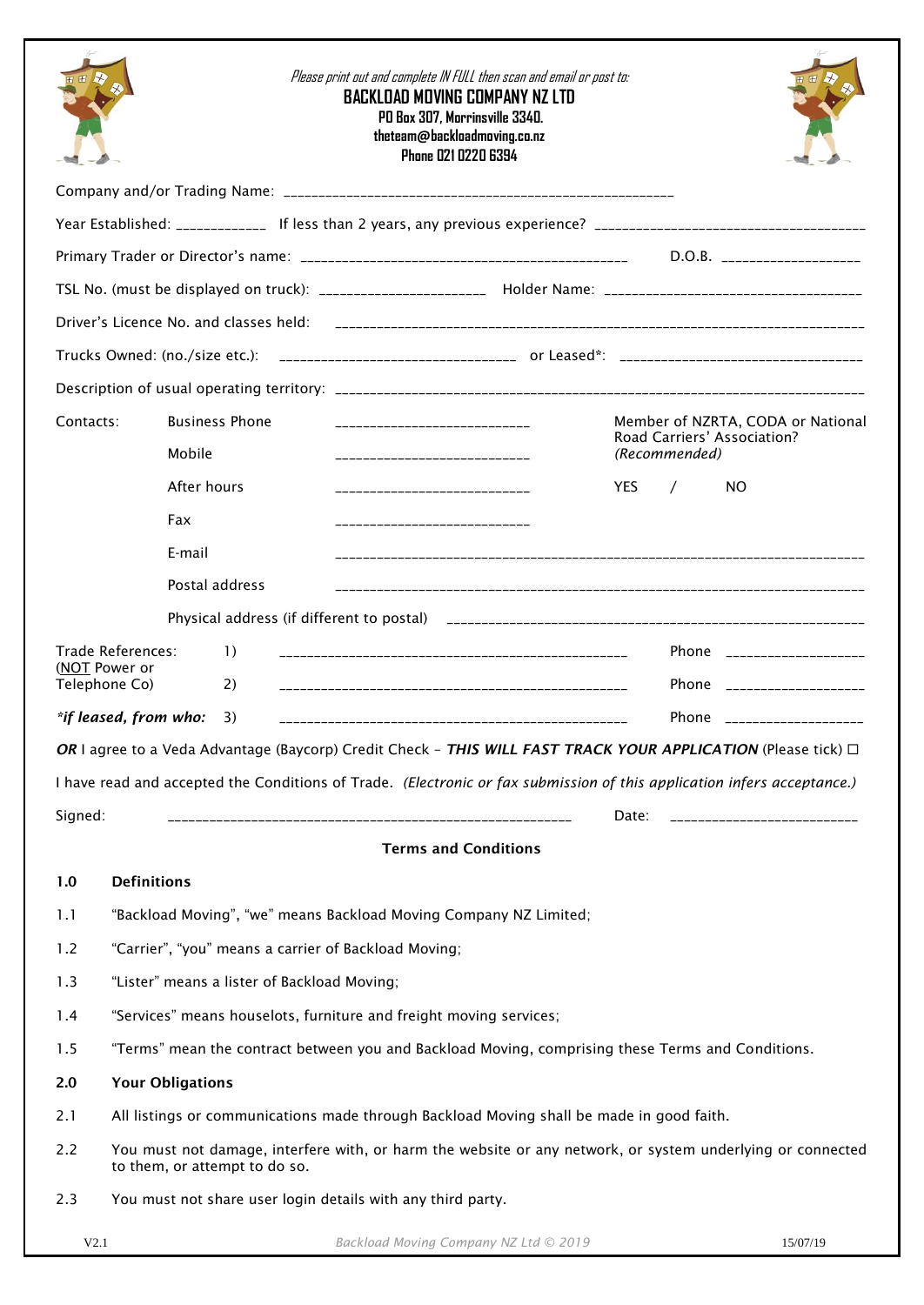*Please print out and complete IN FULL then scan and email or post to:*

**BACKLOAD MOVING COMPANY NZ LTD**
**PO Box 307, Morrinsville 3340.**
**theteam@backloadmoving.co.nz**
**Phone 021 0220 6394**

Company and/or Trading Name: ______________________________________________________

Year Established: ____________ If less than 2 years, any previous experience? ___________________________________

Primary Trader or Director's name: _____________________________________________ D.O.B. __________________

TSL No. (must be displayed on truck): ______________________ Holder Name: __________________________________

Driver's Licence No. and classes held: ______________________________________________________________________

Trucks Owned: (no./size etc.): _________________________________ or Leased*: _________________________________

Description of usual operating territory: _____________________________________________________________________

Contacts:

- Business Phone ___________________________
- Mobile ___________________________
- After hours ___________________________
- Fax ___________________________
- E-mail ________________________________________________________________________
- Postal address ________________________________________________________________________
- Physical address (if different to postal) ______________________________________________________

Member of NZRTA, CODA or National Road Carriers' Association? *(Recommended)*

YES / NO

Trade References: (NOT Power or Telephone Co)

1) _________________________________________________ Phone __________________

2) _________________________________________________ Phone __________________

*\*if leased, from who:* 3) _________________________________________________ Phone __________________

***OR*** I agree to a Veda Advantage (Baycorp) Credit Check – ***THIS WILL FAST TRACK YOUR APPLICATION*** (Please tick) ☐

I have read and accepted the Conditions of Trade. *(Electronic or fax submission of this application infers acceptance.)*

Signed: _______________________________________________________ Date: _________________________

## Terms and Conditions

### 1.0 Definitions

1.1 "Backload Moving", "we" means Backload Moving Company NZ Limited;

1.2 "Carrier", "you" means a carrier of Backload Moving;

1.3 "Lister" means a lister of Backload Moving;

1.4 "Services" means houselots, furniture and freight moving services;

1.5 "Terms" mean the contract between you and Backload Moving, comprising these Terms and Conditions.

### 2.0 Your Obligations

2.1 All listings or communications made through Backload Moving shall be made in good faith.

2.2 You must not damage, interfere with, or harm the website or any network, or system underlying or connected to them, or attempt to do so.

2.3 You must not share user login details with any third party.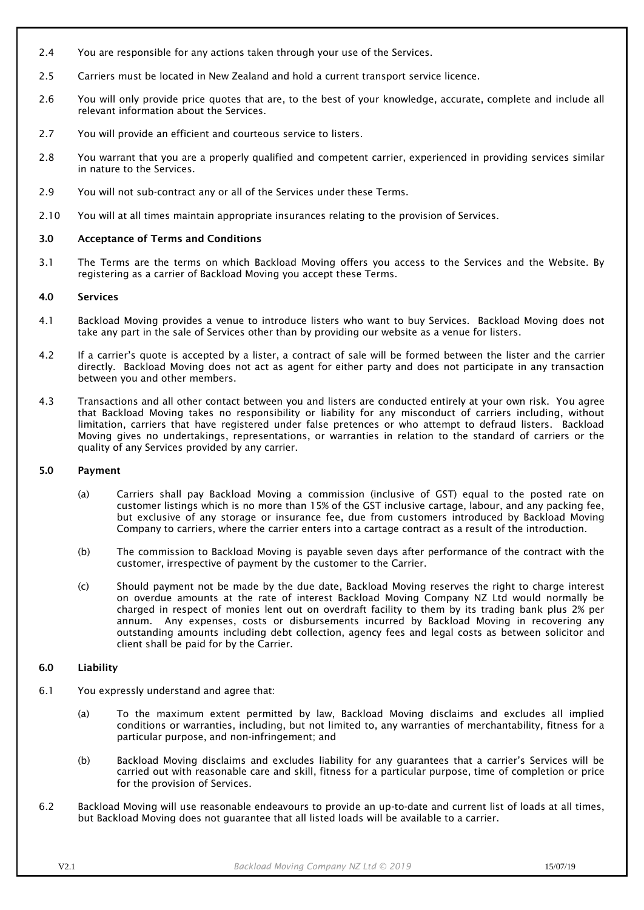2.4 You are responsible for any actions taken through your use of the Services.

2.5 Carriers must be located in New Zealand and hold a current transport service licence.

2.6 You will only provide price quotes that are, to the best of your knowledge, accurate, complete and include all relevant information about the Services.

2.7 You will provide an efficient and courteous service to listers.

2.8 You warrant that you are a properly qualified and competent carrier, experienced in providing services similar in nature to the Services.

2.9 You will not sub-contract any or all of the Services under these Terms.

2.10 You will at all times maintain appropriate insurances relating to the provision of Services.

### 3.0 Acceptance of Terms and Conditions

3.1 The Terms are the terms on which Backload Moving offers you access to the Services and the Website. By registering as a carrier of Backload Moving you accept these Terms.

### 4.0 Services

4.1 Backload Moving provides a venue to introduce listers who want to buy Services. Backload Moving does not take any part in the sale of Services other than by providing our website as a venue for listers.

4.2 If a carrier's quote is accepted by a lister, a contract of sale will be formed between the lister and the carrier directly. Backload Moving does not act as agent for either party and does not participate in any transaction between you and other members.

4.3 Transactions and all other contact between you and listers are conducted entirely at your own risk. You agree that Backload Moving takes no responsibility or liability for any misconduct of carriers including, without limitation, carriers that have registered under false pretences or who attempt to defraud listers. Backload Moving gives no undertakings, representations, or warranties in relation to the standard of carriers or the quality of any Services provided by any carrier.

### 5.0 Payment

(a) Carriers shall pay Backload Moving a commission (inclusive of GST) equal to the posted rate on customer listings which is no more than 15% of the GST inclusive cartage, labour, and any packing fee, but exclusive of any storage or insurance fee, due from customers introduced by Backload Moving Company to carriers, where the carrier enters into a cartage contract as a result of the introduction.

(b) The commission to Backload Moving is payable seven days after performance of the contract with the customer, irrespective of payment by the customer to the Carrier.

(c) Should payment not be made by the due date, Backload Moving reserves the right to charge interest on overdue amounts at the rate of interest Backload Moving Company NZ Ltd would normally be charged in respect of monies lent out on overdraft facility to them by its trading bank plus 2% per annum. Any expenses, costs or disbursements incurred by Backload Moving in recovering any outstanding amounts including debt collection, agency fees and legal costs as between solicitor and client shall be paid for by the Carrier.

### 6.0 Liability

6.1 You expressly understand and agree that:

(a) To the maximum extent permitted by law, Backload Moving disclaims and excludes all implied conditions or warranties, including, but not limited to, any warranties of merchantability, fitness for a particular purpose, and non-infringement; and

(b) Backload Moving disclaims and excludes liability for any guarantees that a carrier's Services will be carried out with reasonable care and skill, fitness for a particular purpose, time of completion or price for the provision of Services.

6.2 Backload Moving will use reasonable endeavours to provide an up-to-date and current list of loads at all times, but Backload Moving does not guarantee that all listed loads will be available to a carrier.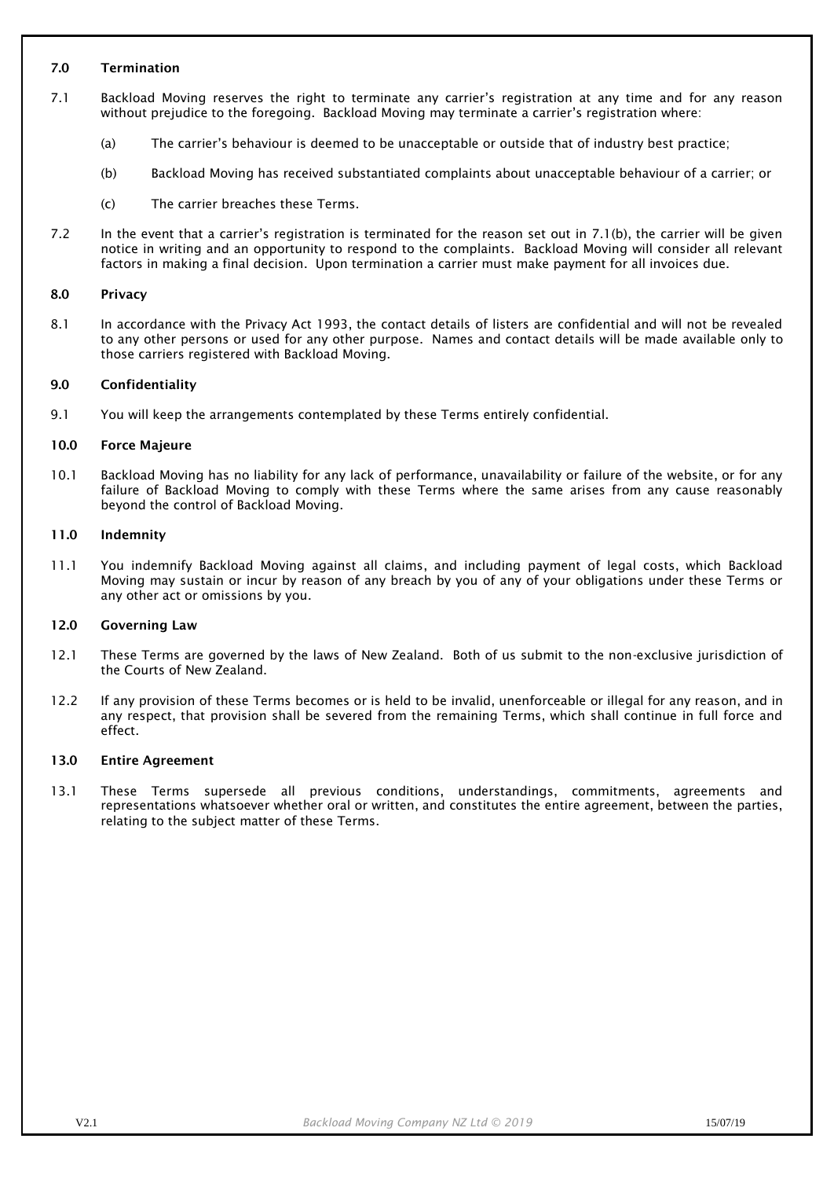## 7.0 Termination

7.1 Backload Moving reserves the right to terminate any carrier's registration at any time and for any reason without prejudice to the foregoing. Backload Moving may terminate a carrier's registration where:

(a) The carrier's behaviour is deemed to be unacceptable or outside that of industry best practice;

(b) Backload Moving has received substantiated complaints about unacceptable behaviour of a carrier; or

(c) The carrier breaches these Terms.

7.2 In the event that a carrier's registration is terminated for the reason set out in 7.1(b), the carrier will be given notice in writing and an opportunity to respond to the complaints. Backload Moving will consider all relevant factors in making a final decision. Upon termination a carrier must make payment for all invoices due.

## 8.0 Privacy

8.1 In accordance with the Privacy Act 1993, the contact details of listers are confidential and will not be revealed to any other persons or used for any other purpose. Names and contact details will be made available only to those carriers registered with Backload Moving.

## 9.0 Confidentiality

9.1 You will keep the arrangements contemplated by these Terms entirely confidential.

## 10.0 Force Majeure

10.1 Backload Moving has no liability for any lack of performance, unavailability or failure of the website, or for any failure of Backload Moving to comply with these Terms where the same arises from any cause reasonably beyond the control of Backload Moving.

## 11.0 Indemnity

11.1 You indemnify Backload Moving against all claims, and including payment of legal costs, which Backload Moving may sustain or incur by reason of any breach by you of any of your obligations under these Terms or any other act or omissions by you.

## 12.0 Governing Law

12.1 These Terms are governed by the laws of New Zealand. Both of us submit to the non-exclusive jurisdiction of the Courts of New Zealand.

12.2 If any provision of these Terms becomes or is held to be invalid, unenforceable or illegal for any reason, and in any respect, that provision shall be severed from the remaining Terms, which shall continue in full force and effect.

## 13.0 Entire Agreement

13.1 These Terms supersede all previous conditions, understandings, commitments, agreements and representations whatsoever whether oral or written, and constitutes the entire agreement, between the parties, relating to the subject matter of these Terms.